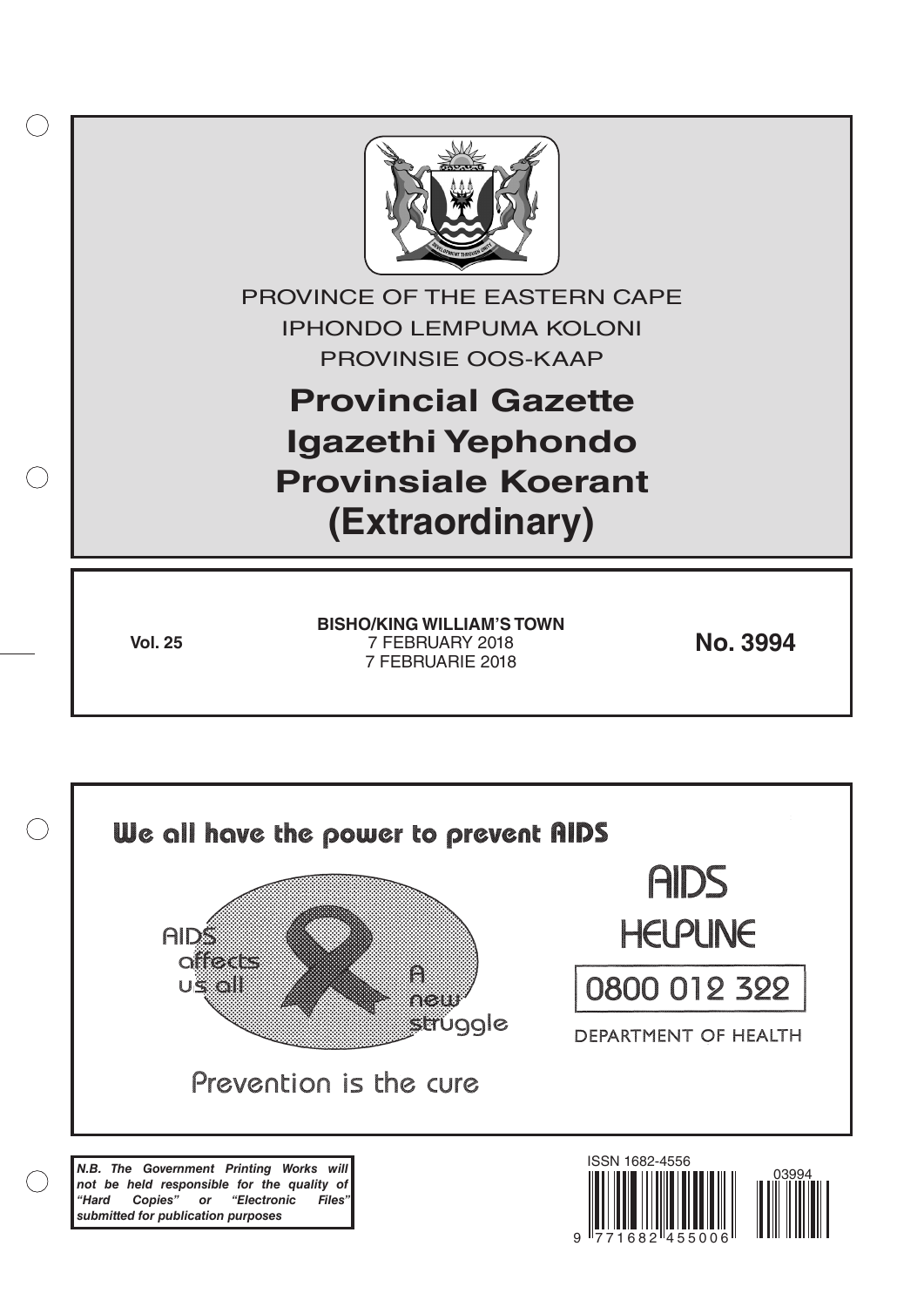PROVINCE OF THE EASTERN CAPE

IPHONDO LEMPUMA KOLONI

PROVINSIE OOS-KAAP

# Provincial Gazette
# Igazethi Yephondo
# Provinsiale Koerant
# (Extraordinary)

**Vol. 25**

**BISHO/KING WILLIAM'S TOWN**
7 FEBRUARY 2018
7 FEBRUARIE 2018

**No. 3994**

**We all have the power to prevent AIDS**

AIDS affects us all

A new struggle

Prevention is the cure

AIDS HELPLINE

0800 012 322

DEPARTMENT OF HEALTH

***N.B. The Government Printing Works will not be held responsible for the quality of "Hard Copies" or "Electronic Files" submitted for publication purposes***

ISSN 1682-4556

03994

9 771682 455006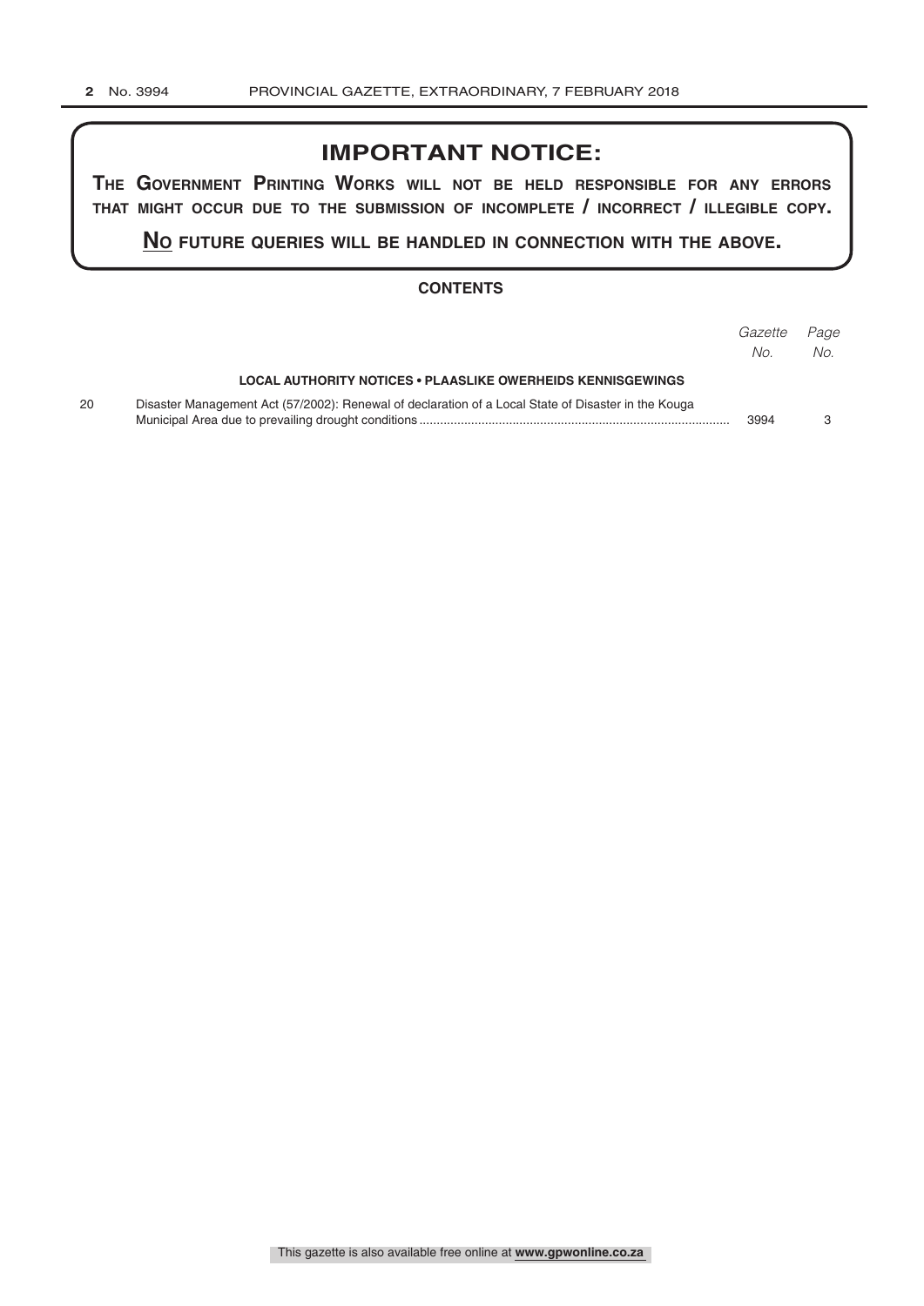# IMPORTANT NOTICE:

**THE GOVERNMENT PRINTING WORKS WILL NOT BE HELD RESPONSIBLE FOR ANY ERRORS THAT MIGHT OCCUR DUE TO THE SUBMISSION OF INCOMPLETE / INCORRECT / ILLEGIBLE COPY.**

**NO FUTURE QUERIES WILL BE HANDLED IN CONNECTION WITH THE ABOVE.**

## CONTENTS

| | | *Gazette No.* | *Page No.* |
|---|---|---|---|
| | **LOCAL AUTHORITY NOTICES • PLAASLIKE OWERHEIDS KENNISGEWINGS** | | |
| 20 | Disaster Management Act (57/2002): Renewal of declaration of a Local State of Disaster in the Kouga Municipal Area due to prevailing drought conditions | 3994 | 3 |

This gazette is also available free online at **www.gpwonline.co.za**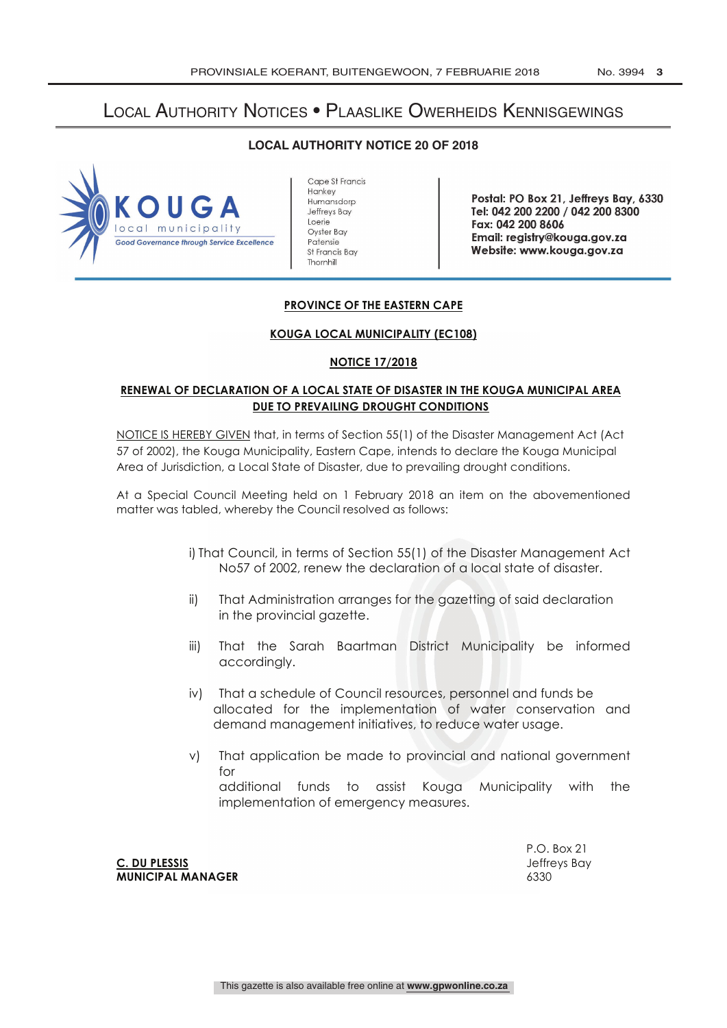# Local Authority Notices • Plaaslike Owerheids Kennisgewings

## LOCAL AUTHORITY NOTICE 20 OF 2018

KOUGA
local municipality
*Good Governance through Service Excellence*

Cape St Francis
Hankey
Humansdorp
Jeffreys Bay
Loerie
Oyster Bay
Patensie
St Francis Bay
Thornhill

**Postal: PO Box 21, Jeffreys Bay, 6330**
**Tel: 042 200 2200 / 042 200 8300**
**Fax: 042 200 8606**
**Email: registry@kouga.gov.za**
**Website: www.kouga.gov.za**

**PROVINCE OF THE EASTERN CAPE**

**KOUGA LOCAL MUNICIPALITY (EC108)**

**NOTICE 17/2018**

**RENEWAL OF DECLARATION OF A LOCAL STATE OF DISASTER IN THE KOUGA MUNICIPAL AREA DUE TO PREVAILING DROUGHT CONDITIONS**

NOTICE IS HEREBY GIVEN that, in terms of Section 55(1) of the Disaster Management Act (Act 57 of 2002), the Kouga Municipality, Eastern Cape, intends to declare the Kouga Municipal Area of Jurisdiction, a Local State of Disaster, due to prevailing drought conditions.

At a Special Council Meeting held on 1 February 2018 an item on the abovementioned matter was tabled, whereby the Council resolved as follows:

i) That Council, in terms of Section 55(1) of the Disaster Management Act No57 of 2002, renew the declaration of a local state of disaster.

ii) That Administration arranges for the gazetting of said declaration in the provincial gazette.

iii) That the Sarah Baartman District Municipality be informed accordingly.

iv) That a schedule of Council resources, personnel and funds be allocated for the implementation of water conservation and demand management initiatives, to reduce water usage.

v) That application be made to provincial and national government for additional funds to assist Kouga Municipality with the implementation of emergency measures.

**C. DU PLESSIS**
**MUNICIPAL MANAGER**

P.O. Box 21
Jeffreys Bay
6330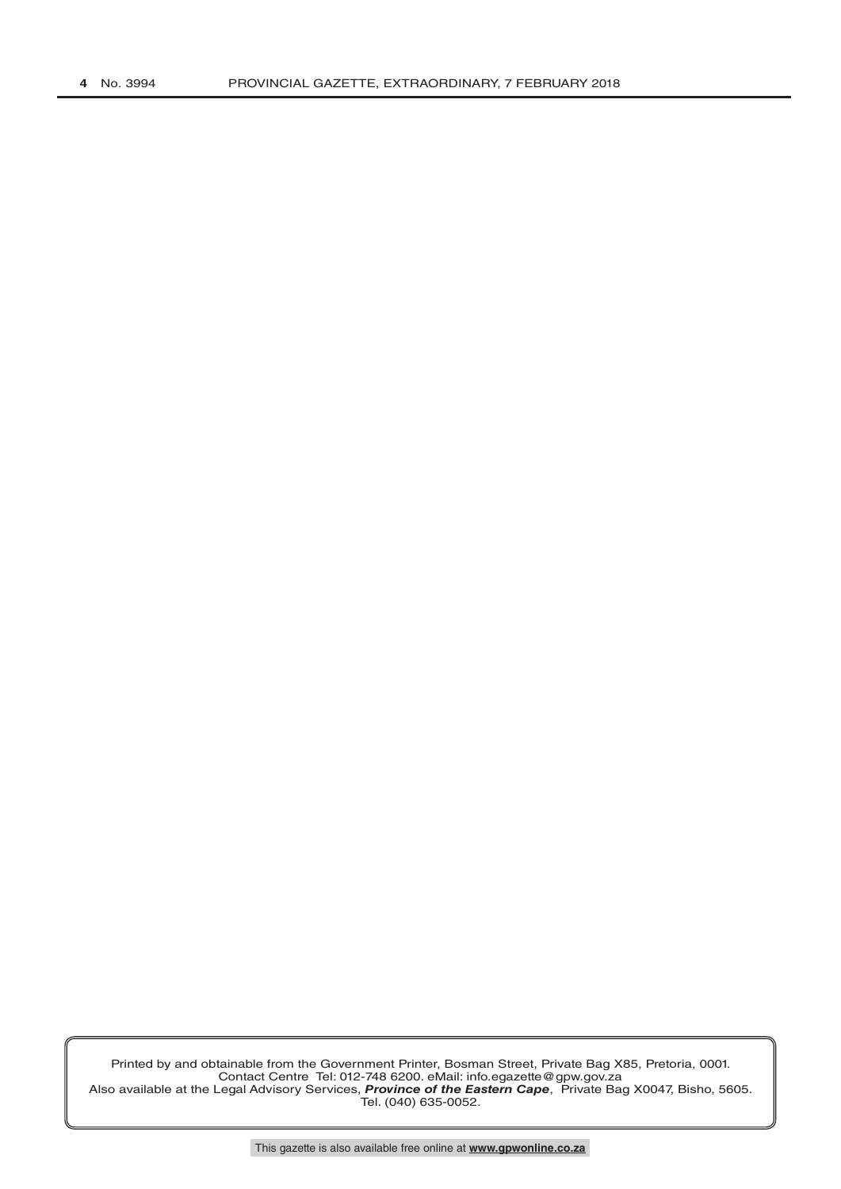Printed by and obtainable from the Government Printer, Bosman Street, Private Bag X85, Pretoria, 0001.
Contact Centre Tel: 012-748 6200. eMail: info.egazette@gpw.gov.za
Also available at the Legal Advisory Services, ***Province of the Eastern Cape***, Private Bag X0047, Bisho, 5605.
Tel. (040) 635-0052.

This gazette is also available free online at **www.gpwonline.co.za**